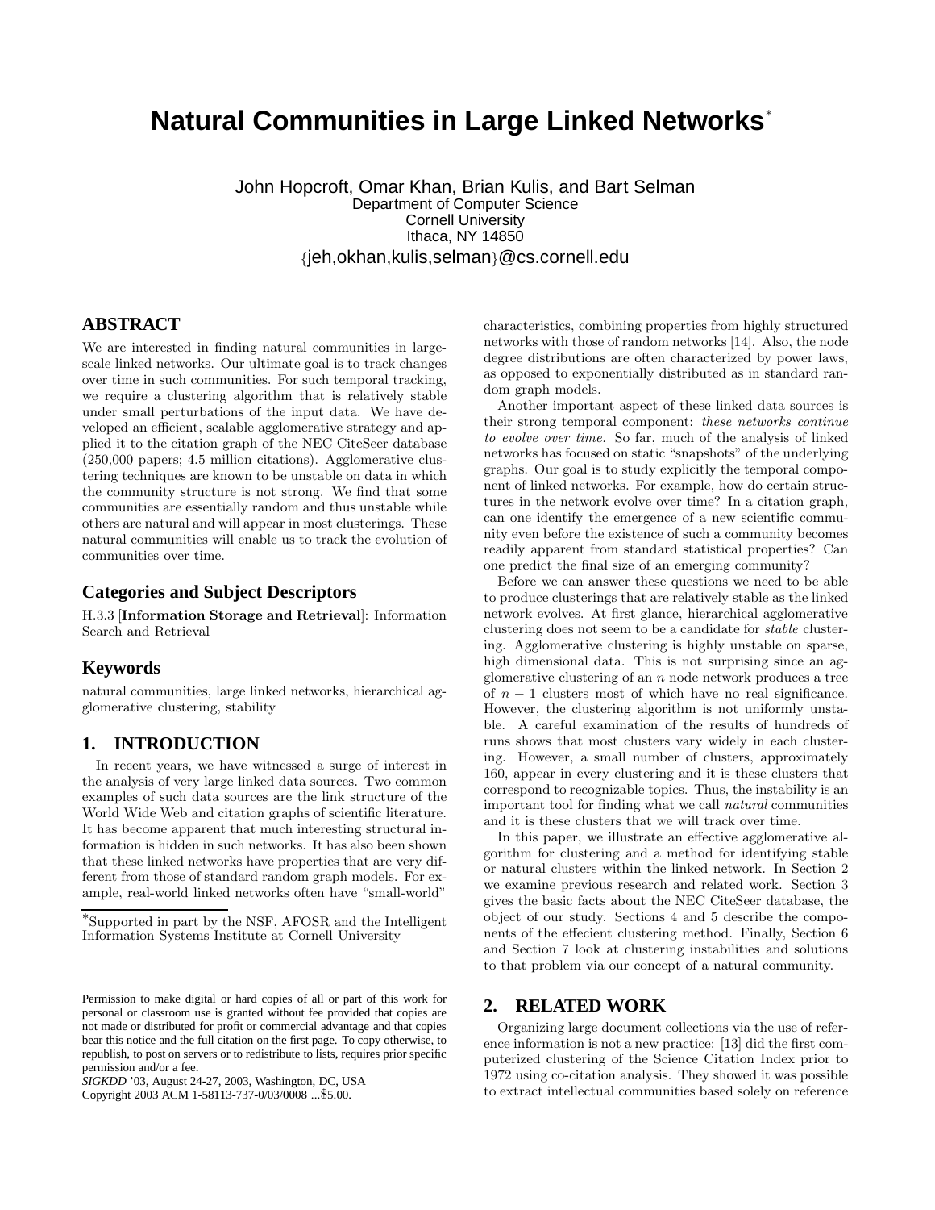# Natural Communities in Large Linked Networks*

John Hopcroft, Omar Khan, Brian Kulis, and Bart Selman
Department of Computer Science
Cornell University
Ithaca, NY 14850
{jeh,okhan,kulis,selman}@cs.cornell.edu

## ABSTRACT

We are interested in finding natural communities in large-scale linked networks. Our ultimate goal is to track changes over time in such communities. For such temporal tracking, we require a clustering algorithm that is relatively stable under small perturbations of the input data. We have developed an efficient, scalable agglomerative strategy and applied it to the citation graph of the NEC CiteSeer database (250,000 papers; 4.5 million citations). Agglomerative clustering techniques are known to be unstable on data in which the community structure is not strong. We find that some communities are essentially random and thus unstable while others are natural and will appear in most clusterings. These natural communities will enable us to track the evolution of communities over time.

### Categories and Subject Descriptors

H.3.3 [**Information Storage and Retrieval**]: Information Search and Retrieval

### Keywords

natural communities, large linked networks, hierarchical agglomerative clustering, stability

## 1. INTRODUCTION

In recent years, we have witnessed a surge of interest in the analysis of very large linked data sources. Two common examples of such data sources are the link structure of the World Wide Web and citation graphs of scientific literature. It has become apparent that much interesting structural information is hidden in such networks. It has also been shown that these linked networks have properties that are very different from those of standard random graph models. For example, real-world linked networks often have "small-world" characteristics, combining properties from highly structured networks with those of random networks [14]. Also, the node degree distributions are often characterized by power laws, as opposed to exponentially distributed as in standard random graph models.

Another important aspect of these linked data sources is their strong temporal component: *these networks continue to evolve over time.* So far, much of the analysis of linked networks has focused on static "snapshots" of the underlying graphs. Our goal is to study explicitly the temporal component of linked networks. For example, how do certain structures in the network evolve over time? In a citation graph, can one identify the emergence of a new scientific community even before the existence of such a community becomes readily apparent from standard statistical properties? Can one predict the final size of an emerging community?

Before we can answer these questions we need to be able to produce clusterings that are relatively stable as the linked network evolves. At first glance, hierarchical agglomerative clustering does not seem to be a candidate for *stable* clustering. Agglomerative clustering is highly unstable on sparse, high dimensional data. This is not surprising since an agglomerative clustering of an $n$ node network produces a tree of $n-1$ clusters most of which have no real significance. However, the clustering algorithm is not uniformly unstable. A careful examination of the results of hundreds of runs shows that most clusters vary widely in each clustering. However, a small number of clusters, approximately 160, appear in every clustering and it is these clusters that correspond to recognizable topics. Thus, the instability is an important tool for finding what we call *natural* communities and it is these clusters that we will track over time.

In this paper, we illustrate an effective agglomerative algorithm for clustering and a method for identifying stable or natural clusters within the linked network. In Section 2 we examine previous research and related work. Section 3 gives the basic facts about the NEC CiteSeer database, the object of our study. Sections 4 and 5 describe the components of the effecient clustering method. Finally, Section 6 and Section 7 look at clustering instabilities and solutions to that problem via our concept of a natural community.

## 2. RELATED WORK

Organizing large document collections via the use of reference information is not a new practice: [13] did the first computerized clustering of the Science Citation Index prior to 1972 using co-citation analysis. They showed it was possible to extract intellectual communities based solely on reference

*Supported in part by the NSF, AFOSR and the Intelligent Information Systems Institute at Cornell University

Permission to make digital or hard copies of all or part of this work for personal or classroom use is granted without fee provided that copies are not made or distributed for profit or commercial advantage and that copies bear this notice and the full citation on the first page. To copy otherwise, to republish, to post on servers or to redistribute to lists, requires prior specific permission and/or a fee.
*SIGKDD '03*, August 24-27, 2003, Washington, DC, USA
Copyright 2003 ACM 1-58113-737-0/03/0008 ...$5.00.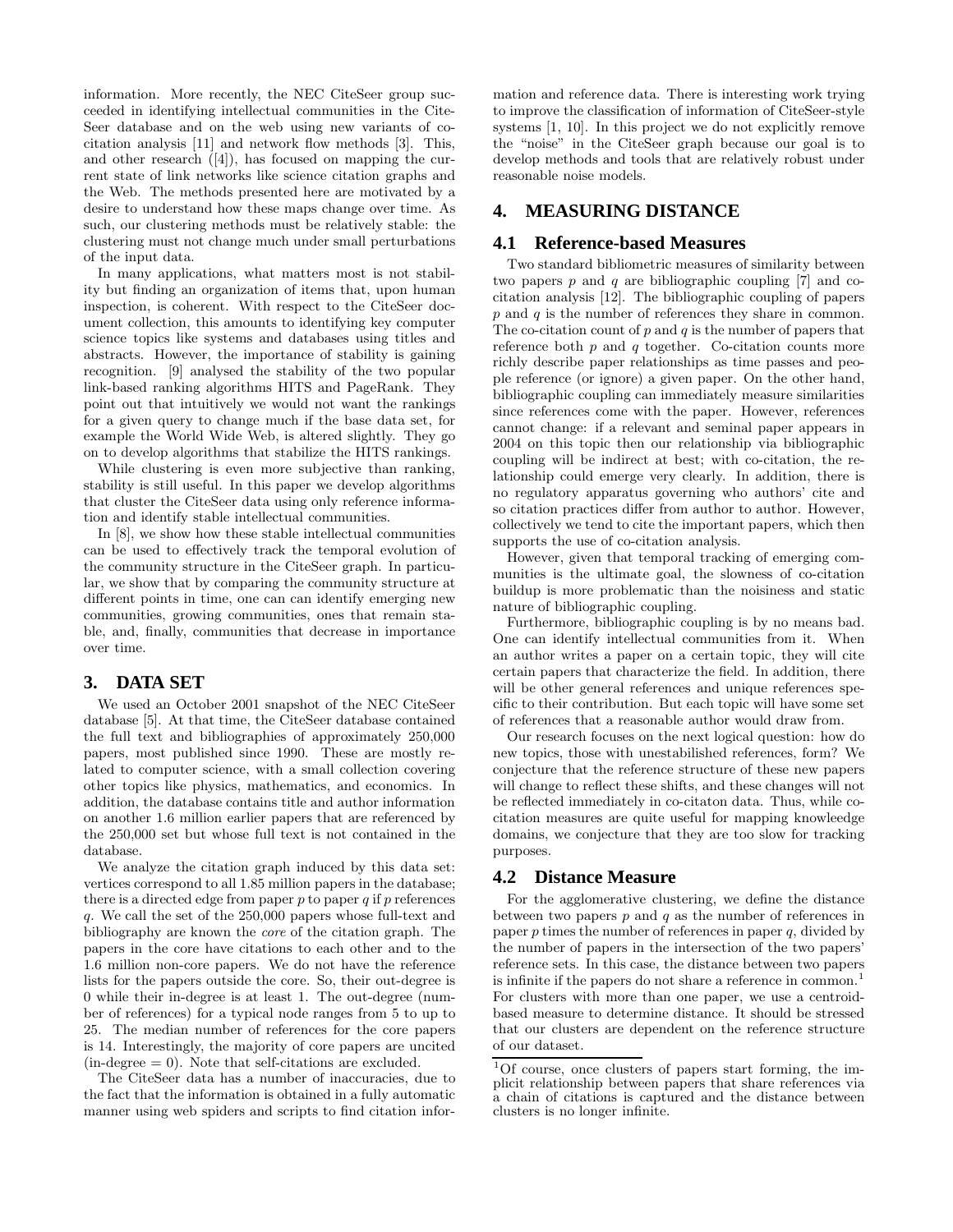information. More recently, the NEC CiteSeer group succeeded in identifying intellectual communities in the CiteSeer database and on the web using new variants of cocitation analysis [11] and network flow methods [3]. This, and other research ([4]), has focused on mapping the current state of link networks like science citation graphs and the Web. The methods presented here are motivated by a desire to understand how these maps change over time. As such, our clustering methods must be relatively stable: the clustering must not change much under small perturbations of the input data.

In many applications, what matters most is not stability but finding an organization of items that, upon human inspection, is coherent. With respect to the CiteSeer document collection, this amounts to identifying key computer science topics like systems and databases using titles and abstracts. However, the importance of stability is gaining recognition. [9] analysed the stability of the two popular link-based ranking algorithms HITS and PageRank. They point out that intuitively we would not want the rankings for a given query to change much if the base data set, for example the World Wide Web, is altered slightly. They go on to develop algorithms that stabilize the HITS rankings.

While clustering is even more subjective than ranking, stability is still useful. In this paper we develop algorithms that cluster the CiteSeer data using only reference information and identify stable intellectual communities.

In [8], we show how these stable intellectual communities can be used to effectively track the temporal evolution of the community structure in the CiteSeer graph. In particular, we show that by comparing the community structure at different points in time, one can can identify emerging new communities, growing communities, ones that remain stable, and, finally, communities that decrease in importance over time.

## 3. DATA SET

We used an October 2001 snapshot of the NEC CiteSeer database [5]. At that time, the CiteSeer database contained the full text and bibliographies of approximately 250,000 papers, most published since 1990. These are mostly related to computer science, with a small collection covering other topics like physics, mathematics, and economics. In addition, the database contains title and author information on another 1.6 million earlier papers that are referenced by the 250,000 set but whose full text is not contained in the database.

We analyze the citation graph induced by this data set: vertices correspond to all 1.85 million papers in the database; there is a directed edge from paper $p$ to paper $q$ if $p$ references $q$. We call the set of the 250,000 papers whose full-text and bibliography are known the *core* of the citation graph. The papers in the core have citations to each other and to the 1.6 million non-core papers. We do not have the reference lists for the papers outside the core. So, their out-degree is 0 while their in-degree is at least 1. The out-degree (number of references) for a typical node ranges from 5 to up to 25. The median number of references for the core papers is 14. Interestingly, the majority of core papers are uncited (in-degree = 0). Note that self-citations are excluded.

The CiteSeer data has a number of inaccuracies, due to the fact that the information is obtained in a fully automatic manner using web spiders and scripts to find citation information and reference data. There is interesting work trying to improve the classification of information of CiteSeer-style systems [1, 10]. In this project we do not explicitly remove the "noise" in the CiteSeer graph because our goal is to develop methods and tools that are relatively robust under reasonable noise models.

## 4. MEASURING DISTANCE

### 4.1 Reference-based Measures

Two standard bibliometric measures of similarity between two papers $p$ and $q$ are bibliographic coupling [7] and cocitation analysis [12]. The bibliographic coupling of papers $p$ and $q$ is the number of references they share in common. The co-citation count of $p$ and $q$ is the number of papers that reference both $p$ and $q$ together. Co-citation counts more richly describe paper relationships as time passes and people reference (or ignore) a given paper. On the other hand, bibliographic coupling can immediately measure similarities since references come with the paper. However, references cannot change: if a relevant and seminal paper appears in 2004 on this topic then our relationship via bibliographic coupling will be indirect at best; with co-citation, the relationship could emerge very clearly. In addition, there is no regulatory apparatus governing who authors' cite and so citation practices differ from author to author. However, collectively we tend to cite the important papers, which then supports the use of co-citation analysis.

However, given that temporal tracking of emerging communities is the ultimate goal, the slowness of co-citation buildup is more problematic than the noisiness and static nature of bibliographic coupling.

Furthermore, bibliographic coupling is by no means bad. One can identify intellectual communities from it. When an author writes a paper on a certain topic, they will cite certain papers that characterize the field. In addition, there will be other general references and unique references specific to their contribution. But each topic will have some set of references that a reasonable author would draw from.

Our research focuses on the next logical question: how do new topics, those with unestabilished references, form? We conjecture that the reference structure of these new papers will change to reflect these shifts, and these changes will not be reflected immediately in co-citaton data. Thus, while cocitation measures are quite useful for mapping knowleedge domains, we conjecture that they are too slow for tracking purposes.

### 4.2 Distance Measure

For the agglomerative clustering, we define the distance between two papers $p$ and $q$ as the number of references in paper $p$ times the number of references in paper $q$, divided by the number of papers in the intersection of the two papers' reference sets. In this case, the distance between two papers is infinite if the papers do not share a reference in common.[1] For clusters with more than one paper, we use a centroid-based measure to determine distance. It should be stressed that our clusters are dependent on the reference structure of our dataset.

[1] Of course, once clusters of papers start forming, the implicit relationship between papers that share references via a chain of citations is captured and the distance between clusters is no longer infinite.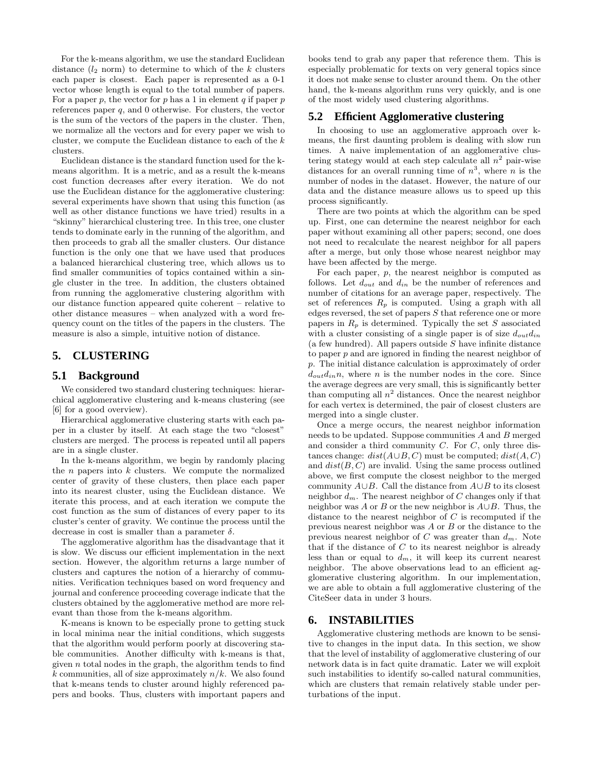For the k-means algorithm, we use the standard Euclidean distance ($l_2$ norm) to determine to which of the $k$ clusters each paper is closest. Each paper is represented as a 0-1 vector whose length is equal to the total number of papers. For a paper $p$, the vector for $p$ has a 1 in element $q$ if paper $p$ references paper $q$, and 0 otherwise. For clusters, the vector is the sum of the vectors of the papers in the cluster. Then, we normalize all the vectors and for every paper we wish to cluster, we compute the Euclidean distance to each of the $k$ clusters.

Euclidean distance is the standard function used for the k-means algorithm. It is a metric, and as a result the k-means cost function decreases after every iteration. We do not use the Euclidean distance for the agglomerative clustering: several experiments have shown that using this function (as well as other distance functions we have tried) results in a "skinny" hierarchical clustering tree. In this tree, one cluster tends to dominate early in the running of the algorithm, and then proceeds to grab all the smaller clusters. Our distance function is the only one that we have used that produces a balanced hierarchical clustering tree, which allows us to find smaller communities of topics contained within a single cluster in the tree. In addition, the clusters obtained from running the agglomerative clustering algorithm with our distance function appeared quite coherent – relative to other distance measures – when analyzed with a word frequency count on the titles of the papers in the clusters. The measure is also a simple, intuitive notion of distance.

## 5. CLUSTERING

### 5.1 Background

We considered two standard clustering techniques: hierarchical agglomerative clustering and k-means clustering (see [6] for a good overview).

Hierarchical agglomerative clustering starts with each paper in a cluster by itself. At each stage the two "closest" clusters are merged. The process is repeated until all papers are in a single cluster.

In the k-means algorithm, we begin by randomly placing the $n$ papers into $k$ clusters. We compute the normalized center of gravity of these clusters, then place each paper into its nearest cluster, using the Euclidean distance. We iterate this process, and at each iteration we compute the cost function as the sum of distances of every paper to its cluster's center of gravity. We continue the process until the decrease in cost is smaller than a parameter $\delta$.

The agglomerative algorithm has the disadvantage that it is slow. We discuss our efficient implementation in the next section. However, the algorithm returns a large number of clusters and captures the notion of a hierarchy of communities. Verification techniques based on word frequency and journal and conference proceeding coverage indicate that the clusters obtained by the agglomerative method are more relevant than those from the k-means algorithm.

K-means is known to be especially prone to getting stuck in local minima near the initial conditions, which suggests that the algorithm would perform poorly at discovering stable communities. Another difficulty with k-means is that, given $n$ total nodes in the graph, the algorithm tends to find $k$ communities, all of size approximately $n/k$. We also found that k-means tends to cluster around highly referenced papers and books. Thus, clusters with important papers and books tend to grab any paper that reference them. This is especially problematic for texts on very general topics since it does not make sense to cluster around them. On the other hand, the k-means algorithm runs very quickly, and is one of the most widely used clustering algorithms.

### 5.2 Efficient Agglomerative clustering

In choosing to use an agglomerative approach over k-means, the first daunting problem is dealing with slow run times. A naive implementation of an agglomerative clustering stategy would at each step calculate all $n^2$ pair-wise distances for an overall running time of $n^3$, where $n$ is the number of nodes in the dataset. However, the nature of our data and the distance measure allows us to speed up this process significantly.

There are two points at which the algorithm can be sped up. First, one can determine the nearest neighbor for each paper without examining all other papers; second, one does not need to recalculate the nearest neighbor for all papers after a merge, but only those whose nearest neighbor may have been affected by the merge.

For each paper, $p$, the nearest neighbor is computed as follows. Let $d_{out}$ and $d_{in}$ be the number of references and number of citations for an average paper, respectively. The set of references $R_p$ is computed. Using a graph with all edges reversed, the set of papers $S$ that reference one or more papers in $R_p$ is determined. Typically the set $S$ associated with a cluster consisting of a single paper is of size $d_{out}d_{in}$ (a few hundred). All papers outside $S$ have infinite distance to paper $p$ and are ignored in finding the nearest neighbor of $p$. The initial distance calculation is approximately of order $d_{out}d_{in}n$, where $n$ is the number nodes in the core. Since the average degrees are very small, this is significantly better than computing all $n^2$ distances. Once the nearest neighbor for each vertex is determined, the pair of closest clusters are merged into a single cluster.

Once a merge occurs, the nearest neighbor information needs to be updated. Suppose communities $A$ and $B$ merged and consider a third community $C$. For $C$, only three distances change: $dist(A \cup B, C)$ must be computed; $dist(A, C)$ and $dist(B, C)$ are invalid. Using the same process outlined above, we first compute the closest neighbor to the merged community $A \cup B$. Call the distance from $A \cup B$ to its closest neighbor $d_m$. The nearest neighbor of $C$ changes only if that neighbor was $A$ or $B$ or the new neighbor is $A \cup B$. Thus, the distance to the nearest neighbor of $C$ is recomputed if the previous nearest neighbor was $A$ or $B$ or the distance to the previous nearest neighbor of $C$ was greater than $d_m$. Note that if the distance of $C$ to its nearest neighbor is already less than or equal to $d_m$, it will keep its current nearest neighbor. The above observations lead to an efficient agglomerative clustering algorithm. In our implementation, we are able to obtain a full agglomerative clustering of the CiteSeer data in under 3 hours.

## 6. INSTABILITIES

Agglomerative clustering methods are known to be sensitive to changes in the input data. In this section, we show that the level of instability of agglomerative clustering of our network data is in fact quite dramatic. Later we will exploit such instabilities to identify so-called natural communities, which are clusters that remain relatively stable under perturbations of the input.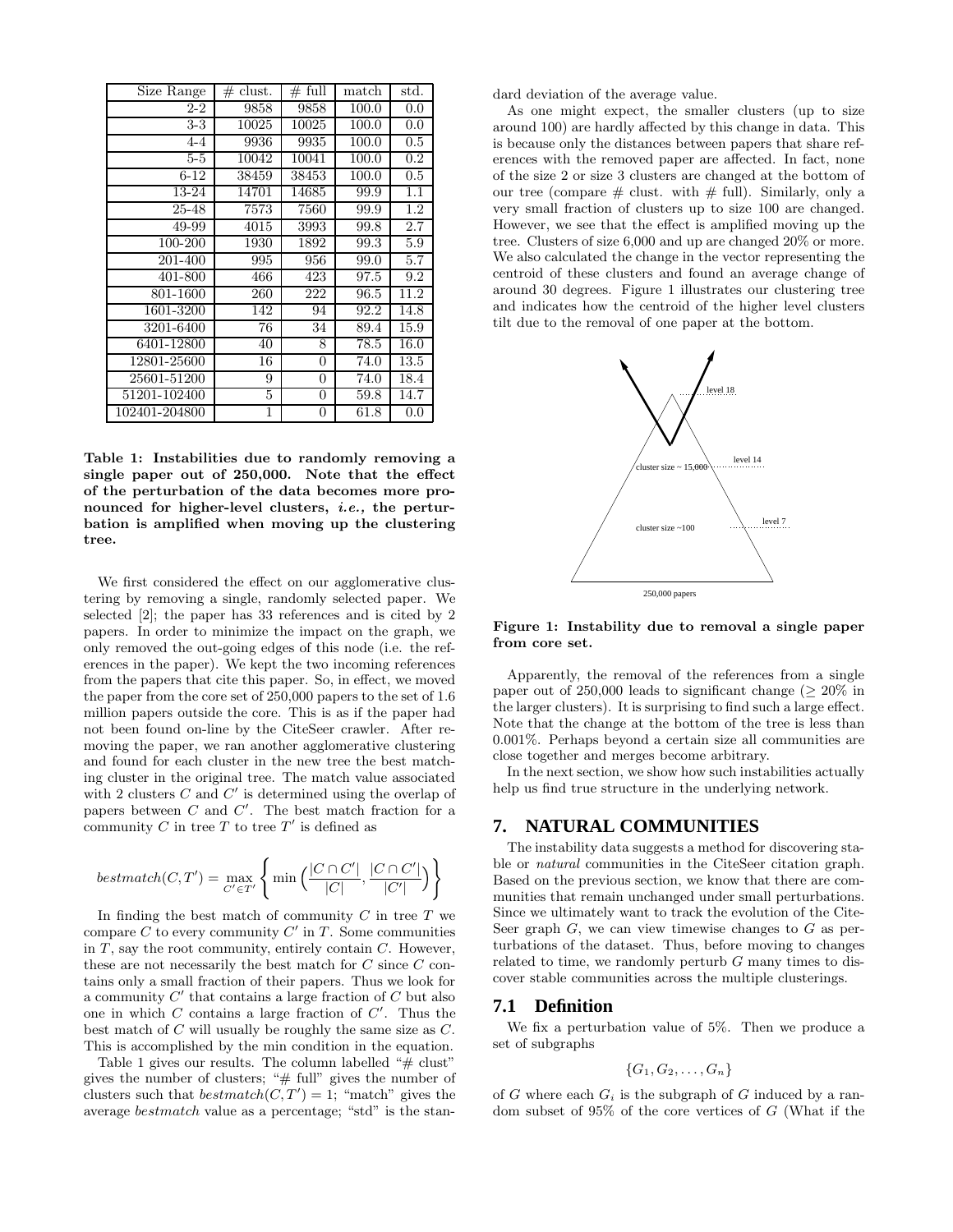| Size Range | # clust. | # full | match | std. |
|---|---|---|---|---|
| 2-2 | 9858 | 9858 | 100.0 | 0.0 |
| 3-3 | 10025 | 10025 | 100.0 | 0.0 |
| 4-4 | 9936 | 9935 | 100.0 | 0.5 |
| 5-5 | 10042 | 10041 | 100.0 | 0.2 |
| 6-12 | 38459 | 38453 | 100.0 | 0.5 |
| 13-24 | 14701 | 14685 | 99.9 | 1.1 |
| 25-48 | 7573 | 7560 | 99.9 | 1.2 |
| 49-99 | 4015 | 3993 | 99.8 | 2.7 |
| 100-200 | 1930 | 1892 | 99.3 | 5.9 |
| 201-400 | 995 | 956 | 99.0 | 5.7 |
| 401-800 | 466 | 423 | 97.5 | 9.2 |
| 801-1600 | 260 | 222 | 96.5 | 11.2 |
| 1601-3200 | 142 | 94 | 92.2 | 14.8 |
| 3201-6400 | 76 | 34 | 89.4 | 15.9 |
| 6401-12800 | 40 | 8 | 78.5 | 16.0 |
| 12801-25600 | 16 | 0 | 74.0 | 13.5 |
| 25601-51200 | 9 | 0 | 74.0 | 18.4 |
| 51201-102400 | 5 | 0 | 59.8 | 14.7 |
| 102401-204800 | 1 | 0 | 61.8 | 0.0 |

**Table 1: Instabilities due to randomly removing a single paper out of 250,000. Note that the effect of the perturbation of the data becomes more pronounced for higher-level clusters, *i.e.,* the perturbation is amplified when moving up the clustering tree.**

We first considered the effect on our agglomerative clustering by removing a single, randomly selected paper. We selected [2]; the paper has 33 references and is cited by 2 papers. In order to minimize the impact on the graph, we only removed the out-going edges of this node (i.e. the references in the paper). We kept the two incoming references from the papers that cite this paper. So, in effect, we moved the paper from the core set of 250,000 papers to the set of 1.6 million papers outside the core. This is as if the paper had not been found on-line by the CiteSeer crawler. After removing the paper, we ran another agglomerative clustering and found for each cluster in the new tree the best matching cluster in the original tree. The match value associated with 2 clusters $C$ and $C'$ is determined using the overlap of papers between $C$ and $C'$. The best match fraction for a community $C$ in tree $T$ to tree $T'$ is defined as

$$bestmatch(C, T') = \max_{C' \in T'} \left\{ \min\Big(\frac{|C \cap C'|}{|C|}, \frac{|C \cap C'|}{|C'|}\Big) \right\}$$

In finding the best match of community $C$ in tree $T$ we compare $C$ to every community $C'$ in $T$. Some communities in $T$, say the root community, entirely contain $C$. However, these are not necessarily the best match for $C$ since $C$ contains only a small fraction of their papers. Thus we look for a community $C'$ that contains a large fraction of $C$ but also one in which $C$ contains a large fraction of $C'$. Thus the best match of $C$ will usually be roughly the same size as $C$. This is accomplished by the min condition in the equation.

Table 1 gives our results. The column labelled "# clust" gives the number of clusters; "# full" gives the number of clusters such that $bestmatch(C, T') = 1$; "match" gives the average *bestmatch* value as a percentage; "std" is the standard deviation of the average value.

As one might expect, the smaller clusters (up to size around 100) are hardly affected by this change in data. This is because only the distances between papers that share references with the removed paper are affected. In fact, none of the size 2 or size 3 clusters are changed at the bottom of our tree (compare # clust. with # full). Similarly, only a very small fraction of clusters up to size 100 are changed. However, we see that the effect is amplified moving up the tree. Clusters of size 6,000 and up are changed 20% or more. We also calculated the change in the vector representing the centroid of these clusters and found an average change of around 30 degrees. Figure 1 illustrates our clustering tree and indicates how the centroid of the higher level clusters tilt due to the removal of one paper at the bottom.

**Figure 1: Instability due to removal a single paper from core set.**

Apparently, the removal of the references from a single paper out of 250,000 leads to significant change ($\geq 20\%$ in the larger clusters). It is surprising to find such a large effect. Note that the change at the bottom of the tree is less than 0.001%. Perhaps beyond a certain size all communities are close together and merges become arbitrary.

In the next section, we show how such instabilities actually help us find true structure in the underlying network.

## 7. NATURAL COMMUNITIES

The instability data suggests a method for discovering stable or *natural* communities in the CiteSeer citation graph. Based on the previous section, we know that there are communities that remain unchanged under small perturbations. Since we ultimately want to track the evolution of the CiteSeer graph $G$, we can view timewise changes to $G$ as perturbations of the dataset. Thus, before moving to changes related to time, we randomly perturb $G$ many times to discover stable communities across the multiple clusterings.

### 7.1 Definition

We fix a perturbation value of 5%. Then we produce a set of subgraphs

$$\{G_1, G_2, \ldots, G_n\}$$

of $G$ where each $G_i$ is the subgraph of $G$ induced by a random subset of 95% of the core vertices of $G$ (What if the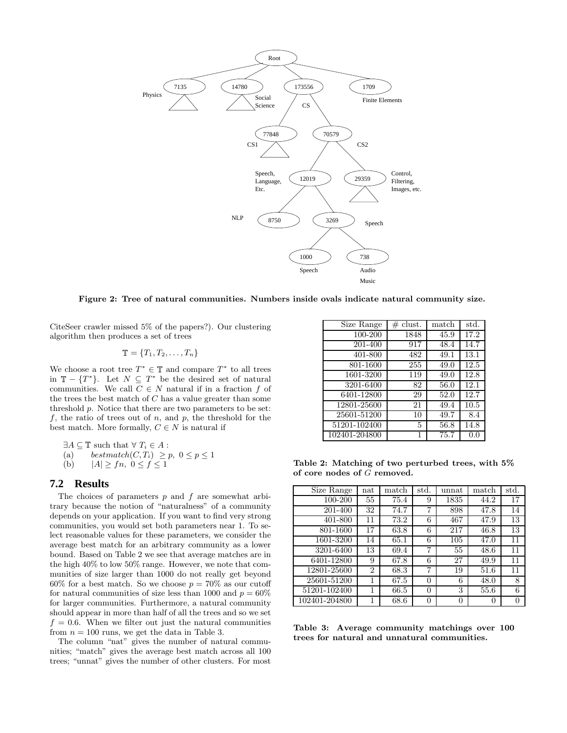Figure 2: Tree of natural communities. Numbers inside ovals indicate natural community size.

CiteSeer crawler missed 5% of the papers?). Our clustering algorithm then produces a set of trees

$$\mathbb{T} = \{T_1, T_2, \ldots, T_n\}$$

We choose a root tree $T^* \in \mathbb{T}$ and compare $T^*$ to all trees in $\mathbb{T} - \{T^*\}$. Let $N \subseteq T^*$ be the desired set of natural communities. We call $C \in N$ natural if in a fraction $f$ of the trees the best match of $C$ has a value greater than some threshold $p$. Notice that there are two parameters to be set: $f$, the ratio of trees out of $n$, and $p$, the threshold for the best match. More formally, $C \in N$ is natural if

$\exists A \subseteq \mathbb{T}$ such that $\forall\ T_i \in A$ :
(a) $\quad bestmatch(C, T_i) \geq p,\ 0 \leq p \leq 1$
(b) $\quad |A| \geq fn,\ 0 \leq f \leq 1$

## 7.2 Results

The choices of parameters $p$ and $f$ are somewhat arbitrary because the notion of "naturalness" of a community depends on your application. If you want to find very strong communities, you would set both parameters near 1. To select reasonable values for these parameters, we consider the average best match for an arbitrary community as a lower bound. Based on Table 2 we see that average matches are in the high 40% to low 50% range. However, we note that communities of size larger than 1000 do not really get beyond 60% for a best match. So we choose $p = 70\%$ as our cutoff for natural communities of size less than 1000 and $p = 60\%$ for larger communities. Furthermore, a natural community should appear in more than half of all the trees and so we set $f = 0.6$. When we filter out just the natural communities from $n = 100$ runs, we get the data in Table 3.

The column "nat" gives the number of natural communities; "match" gives the average best match across all 100 trees; "unnat" gives the number of other clusters. For most

| Size Range | # clust. | match | std. |
|---|---|---|---|
| 100-200 | 1848 | 45.9 | 17.2 |
| 201-400 | 917 | 48.4 | 14.7 |
| 401-800 | 482 | 49.1 | 13.1 |
| 801-1600 | 255 | 49.0 | 12.5 |
| 1601-3200 | 119 | 49.0 | 12.8 |
| 3201-6400 | 82 | 56.0 | 12.1 |
| 6401-12800 | 29 | 52.0 | 12.7 |
| 12801-25600 | 21 | 49.4 | 10.5 |
| 25601-51200 | 10 | 49.7 | 8.4 |
| 51201-102400 | 5 | 56.8 | 14.8 |
| 102401-204800 | 1 | 75.7 | 0.0 |

**Table 2: Matching of two perturbed trees, with 5% of core nodes of $G$ removed.**

| Size Range | nat | match | std. | unnat | match | std. |
|---|---|---|---|---|---|---|
| 100-200 | 55 | 75.4 | 9 | 1835 | 44.2 | 17 |
| 201-400 | 32 | 74.7 | 7 | 898 | 47.8 | 14 |
| 401-800 | 11 | 73.2 | 6 | 467 | 47.9 | 13 |
| 801-1600 | 17 | 63.8 | 6 | 217 | 46.8 | 13 |
| 1601-3200 | 14 | 65.1 | 6 | 105 | 47.0 | 11 |
| 3201-6400 | 13 | 69.4 | 7 | 55 | 48.6 | 11 |
| 6401-12800 | 9 | 67.8 | 6 | 27 | 49.9 | 11 |
| 12801-25600 | 2 | 68.3 | 7 | 19 | 51.6 | 11 |
| 25601-51200 | 1 | 67.5 | 0 | 6 | 48.0 | 8 |
| 51201-102400 | 1 | 66.5 | 0 | 3 | 55.6 | 6 |
| 102401-204800 | 1 | 68.6 | 0 | 0 | 0 | 0 |

**Table 3: Average community matchings over 100 trees for natural and unnatural communities.**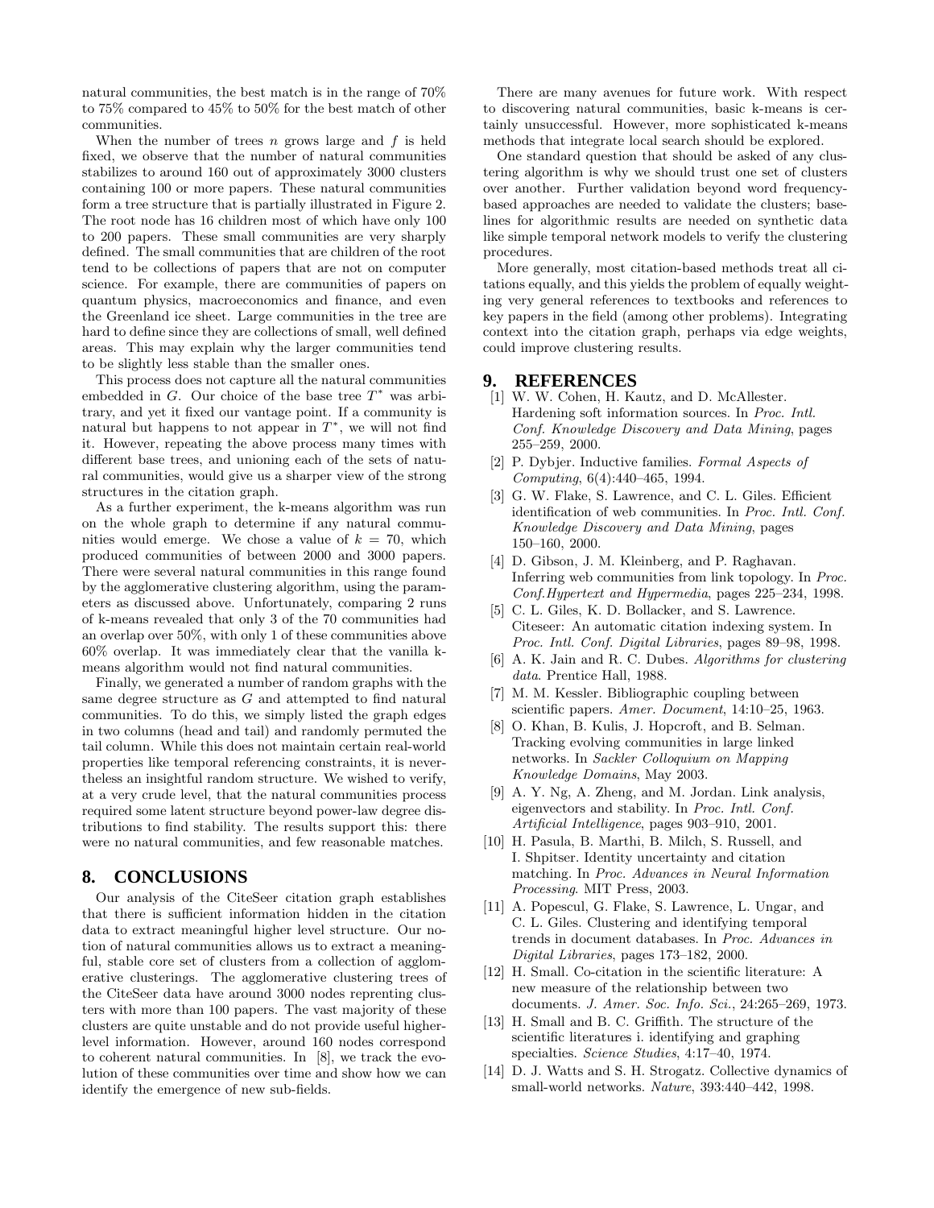natural communities, the best match is in the range of 70% to 75% compared to 45% to 50% for the best match of other communities.

When the number of trees $n$ grows large and $f$ is held fixed, we observe that the number of natural communities stabilizes to around 160 out of approximately 3000 clusters containing 100 or more papers. These natural communities form a tree structure that is partially illustrated in Figure 2. The root node has 16 children most of which have only 100 to 200 papers. These small communities are very sharply defined. The small communities that are children of the root tend to be collections of papers that are not on computer science. For example, there are communities of papers on quantum physics, macroeconomics and finance, and even the Greenland ice sheet. Large communities in the tree are hard to define since they are collections of small, well defined areas. This may explain why the larger communities tend to be slightly less stable than the smaller ones.

This process does not capture all the natural communities embedded in $G$. Our choice of the base tree $T^*$ was arbitrary, and yet it fixed our vantage point. If a community is natural but happens to not appear in $T^*$, we will not find it. However, repeating the above process many times with different base trees, and unioning each of the sets of natural communities, would give us a sharper view of the strong structures in the citation graph.

As a further experiment, the k-means algorithm was run on the whole graph to determine if any natural communities would emerge. We chose a value of $k = 70$, which produced communities of between 2000 and 3000 papers. There were several natural communities in this range found by the agglomerative clustering algorithm, using the parameters as discussed above. Unfortunately, comparing 2 runs of k-means revealed that only 3 of the 70 communities had an overlap over 50%, with only 1 of these communities above 60% overlap. It was immediately clear that the vanilla k-means algorithm would not find natural communities.

Finally, we generated a number of random graphs with the same degree structure as $G$ and attempted to find natural communities. To do this, we simply listed the graph edges in two columns (head and tail) and randomly permuted the tail column. While this does not maintain certain real-world properties like temporal referencing constraints, it is nevertheless an insightful random structure. We wished to verify, at a very crude level, that the natural communities process required some latent structure beyond power-law degree distributions to find stability. The results support this: there were no natural communities, and few reasonable matches.

## 8. CONCLUSIONS

Our analysis of the CiteSeer citation graph establishes that there is sufficient information hidden in the citation data to extract meaningful higher level structure. Our notion of natural communities allows us to extract a meaningful, stable core set of clusters from a collection of agglomerative clusterings. The agglomerative clustering trees of the CiteSeer data have around 3000 nodes reprenting clusters with more than 100 papers. The vast majority of these clusters are quite unstable and do not provide useful higher-level information. However, around 160 nodes correspond to coherent natural communities. In [8], we track the evolution of these communities over time and show how we can identify the emergence of new sub-fields.

There are many avenues for future work. With respect to discovering natural communities, basic k-means is certainly unsuccessful. However, more sophisticated k-means methods that integrate local search should be explored.

One standard question that should be asked of any clustering algorithm is why we should trust one set of clusters over another. Further validation beyond word frequency-based approaches are needed to validate the clusters; baselines for algorithmic results are needed on synthetic data like simple temporal network models to verify the clustering procedures.

More generally, most citation-based methods treat all citations equally, and this yields the problem of equally weighting very general references to textbooks and references to key papers in the field (among other problems). Integrating context into the citation graph, perhaps via edge weights, could improve clustering results.

## 9. REFERENCES

[1] W. W. Cohen, H. Kautz, and D. McAllester. Hardening soft information sources. In *Proc. Intl. Conf. Knowledge Discovery and Data Mining*, pages 255–259, 2000.

[2] P. Dybjer. Inductive families. *Formal Aspects of Computing*, 6(4):440–465, 1994.

[3] G. W. Flake, S. Lawrence, and C. L. Giles. Efficient identification of web communities. In *Proc. Intl. Conf. Knowledge Discovery and Data Mining*, pages 150–160, 2000.

[4] D. Gibson, J. M. Kleinberg, and P. Raghavan. Inferring web communities from link topology. In *Proc. Conf.Hypertext and Hypermedia*, pages 225–234, 1998.

[5] C. L. Giles, K. D. Bollacker, and S. Lawrence. Citeseer: An automatic citation indexing system. In *Proc. Intl. Conf. Digital Libraries*, pages 89–98, 1998.

[6] A. K. Jain and R. C. Dubes. *Algorithms for clustering data*. Prentice Hall, 1988.

[7] M. M. Kessler. Bibliographic coupling between scientific papers. *Amer. Document*, 14:10–25, 1963.

[8] O. Khan, B. Kulis, J. Hopcroft, and B. Selman. Tracking evolving communities in large linked networks. In *Sackler Colloquium on Mapping Knowledge Domains*, May 2003.

[9] A. Y. Ng, A. Zheng, and M. Jordan. Link analysis, eigenvectors and stability. In *Proc. Intl. Conf. Artificial Intelligence*, pages 903–910, 2001.

[10] H. Pasula, B. Marthi, B. Milch, S. Russell, and I. Shpitser. Identity uncertainty and citation matching. In *Proc. Advances in Neural Information Processing*. MIT Press, 2003.

[11] A. Popescul, G. Flake, S. Lawrence, L. Ungar, and C. L. Giles. Clustering and identifying temporal trends in document databases. In *Proc. Advances in Digital Libraries*, pages 173–182, 2000.

[12] H. Small. Co-citation in the scientific literature: A new measure of the relationship between two documents. *J. Amer. Soc. Info. Sci.*, 24:265–269, 1973.

[13] H. Small and B. C. Griffith. The structure of the scientific literatures i. identifying and graphing specialties. *Science Studies*, 4:17–40, 1974.

[14] D. J. Watts and S. H. Strogatz. Collective dynamics of small-world networks. *Nature*, 393:440–442, 1998.